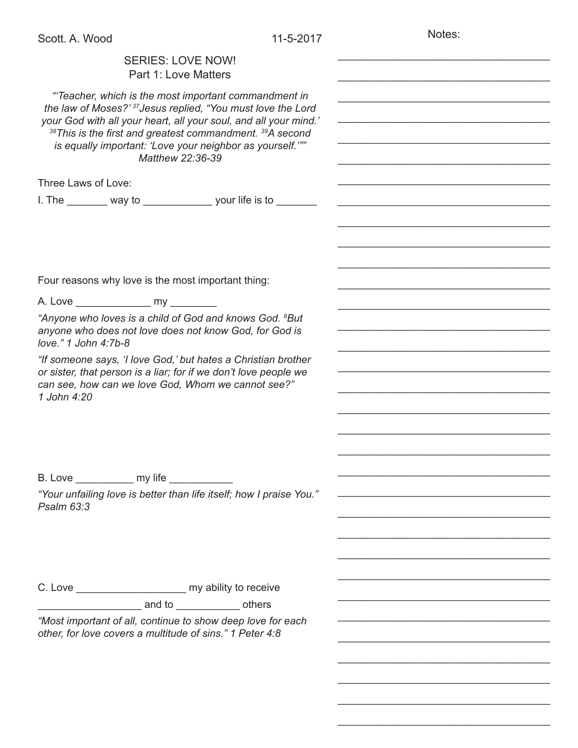Scott. A. Wood 11-5-2017

## SERIES: LOVE NOW!
### Part 1: Love Matters

*"'Teacher, which is the most important commandment in the law of Moses?' [37]Jesus replied, "You must love the Lord your God with all your heart, all your soul, and all your mind.' [38]This is the first and greatest commandment. [39]A second is equally important: 'Love your neighbor as yourself.'""*
*Matthew 22:36-39*

Three Laws of Love:

I. The _______ way to ____________ your life is to _______

Four reasons why love is the most important thing:

A. Love _____________ my ________

*"Anyone who loves is a child of God and knows God. [8]But anyone who does not love does not know God, for God is love." 1 John 4:7b-8*

*"If someone says, 'I love God,' but hates a Christian brother or sister, that person is a liar; for if we don't love people we can see, how can we love God, Whom we cannot see?" 1 John 4:20*

B. Love __________ my life ___________

*"Your unfailing love is better than life itself; how I praise You." Psalm 63:3*

C. Love ___________________ my ability to receive __________________ and to ___________ others

*"Most important of all, continue to show deep love for each other, for love covers a multitude of sins." 1 Peter 4:8*

Notes:

___________________________________

___________________________________

___________________________________

___________________________________

___________________________________

___________________________________

___________________________________

___________________________________

___________________________________

___________________________________

___________________________________

___________________________________

___________________________________

___________________________________

___________________________________

___________________________________

___________________________________

___________________________________

___________________________________

___________________________________

___________________________________

___________________________________

___________________________________

___________________________________

___________________________________

___________________________________

___________________________________

___________________________________

___________________________________

___________________________________

___________________________________

___________________________________

___________________________________

___________________________________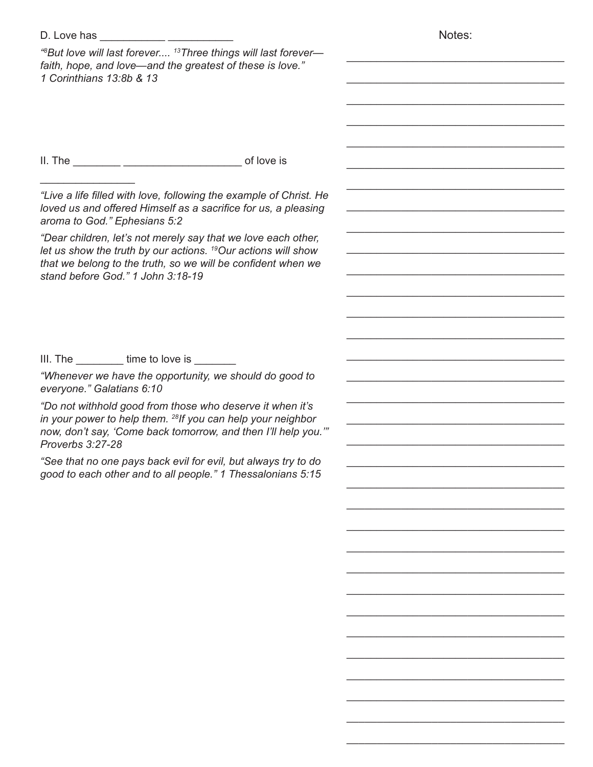D. Love has ___________ ___________

*"[8]But love will last forever.... [13]Three things will last forever—faith, hope, and love—and the greatest of these is love." 1 Corinthians 13:8b & 13*

II. The ________ ____________________ of love is ________________

*"Live a life filled with love, following the example of Christ. He loved us and offered Himself as a sacrifice for us, a pleasing aroma to God." Ephesians 5:2*

*"Dear children, let's not merely say that we love each other, let us show the truth by our actions. [19]Our actions will show that we belong to the truth, so we will be confident when we stand before God." 1 John 3:18-19*

III. The ________ time to love is _______

*"Whenever we have the opportunity, we should do good to everyone." Galatians 6:10*

*"Do not withhold good from those who deserve it when it's in your power to help them. [28]If you can help your neighbor now, don't say, 'Come back tomorrow, and then I'll help you.'" Proverbs 3:27-28*

*"See that no one pays back evil for evil, but always try to do good to each other and to all people." 1 Thessalonians 5:15*

Notes:

_____________________________________

_____________________________________

_____________________________________

_____________________________________

_____________________________________

_____________________________________

_____________________________________

_____________________________________

_____________________________________

_____________________________________

_____________________________________

_____________________________________

_____________________________________

_____________________________________

_____________________________________

_____________________________________

_____________________________________

_____________________________________

_____________________________________

_____________________________________

_____________________________________

_____________________________________

_____________________________________

_____________________________________

_____________________________________

_____________________________________

_____________________________________

_____________________________________

_____________________________________

_____________________________________

_____________________________________

_____________________________________

_____________________________________